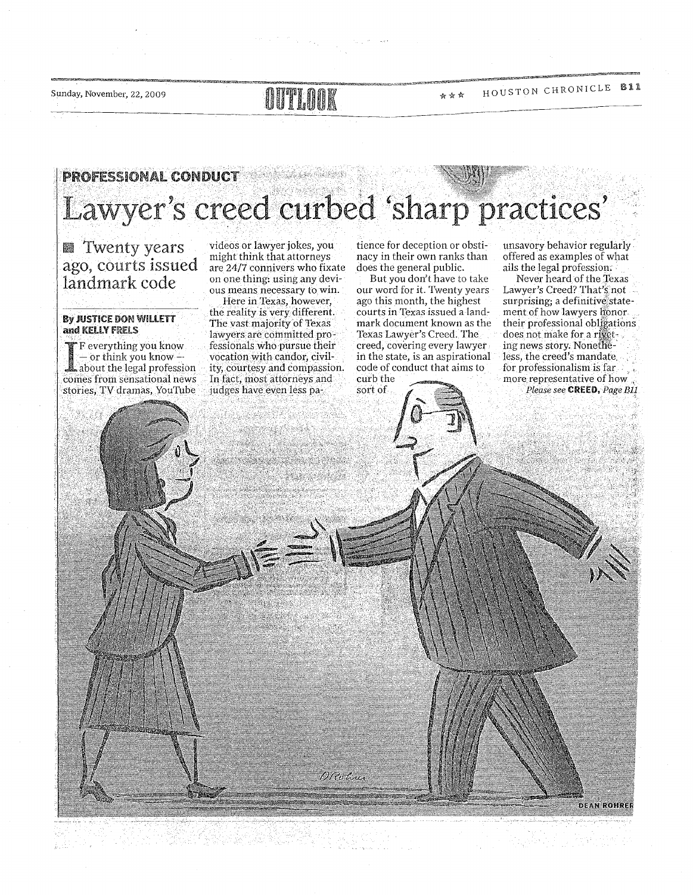PROFESSIONAL CONDUCT

# Lawyer's creed curbed 'sharp practices'

## Twenty years ago, courts issued landmark code

**By JUSTICE DON WILLETT and KELLY FRELS**

If everything you know — or think you know — about the legal profession comes from sensational news stories, TV dramas, YouTube videos or lawyer jokes, you might think that attorneys are 24/7 connivers who fixate on one thing: using any devious means necessary to win.

Here in Texas, however, the reality is very different. The vast majority of Texas lawyers are committed professionals who pursue their vocation with candor, civility, courtesy and compassion. In fact, most attorneys and judges have even less patience for deception or obstinacy in their own ranks than does the general public.

But you don't have to take our word for it. Twenty years ago this month, the highest courts in Texas issued a landmark document known as the Texas Lawyer's Creed. The creed, covering every lawyer in the state, is an aspirational code of conduct that aims to curb the sort of unsavory behavior regularly offered as examples of what ails the legal profession.

Never heard of the Texas Lawyer's Creed? That's not surprising; a definitive statement of how lawyers honor their professional obligations does not make for a riveting news story. Nonetheless, the creed's mandate for professionalism is far more representative of how

*Please see* **CREED,** *Page B11*

DEAN ROHRER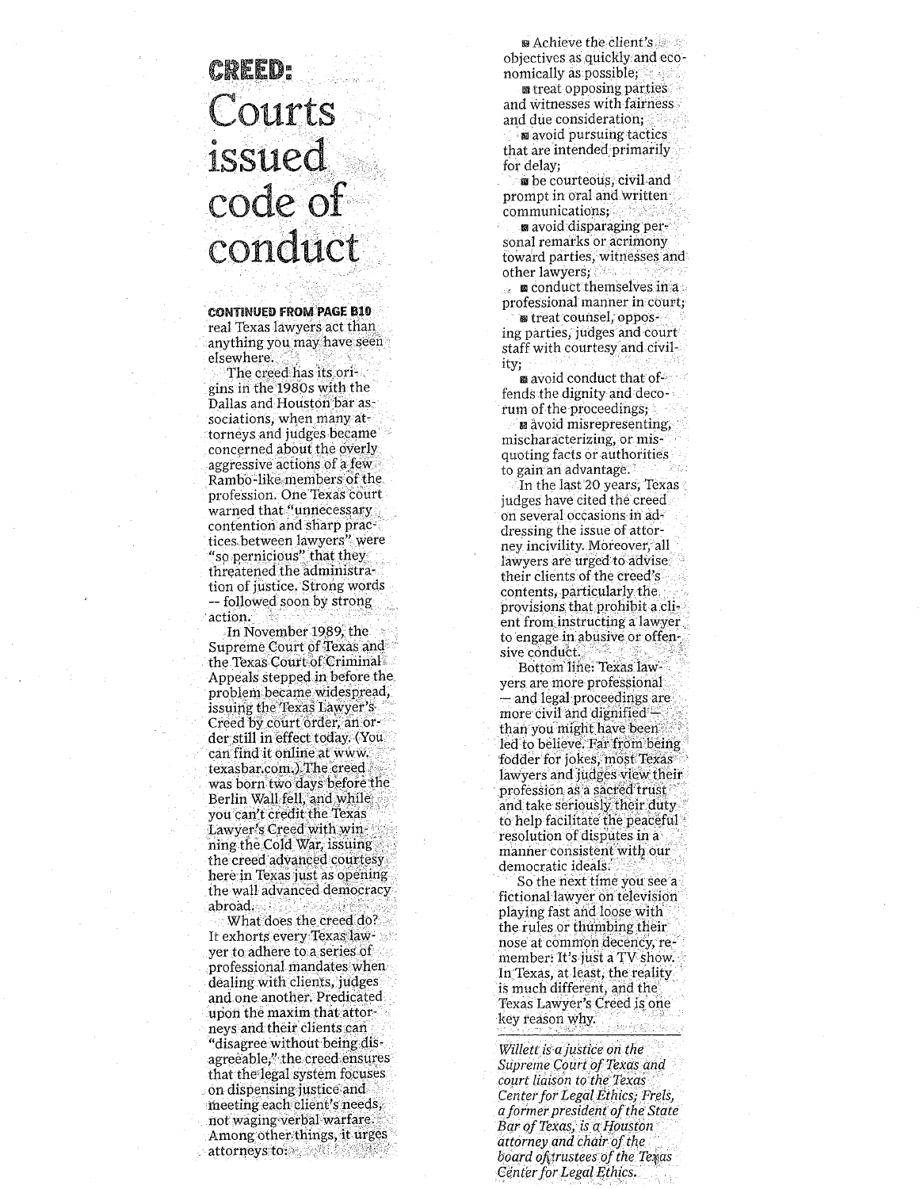# CREED: Courts issued code of conduct

**CONTINUED FROM PAGE B10**

real Texas lawyers act than anything you may have seen elsewhere.

The creed has its origins in the 1980s with the Dallas and Houston bar associations, when many attorneys and judges became concerned about the overly aggressive actions of a few Rambo-like members of the profession. One Texas court warned that "unnecessary contention and sharp practices between lawyers" were "so pernicious" that they threatened the administration of justice. Strong words -- followed soon by strong action.

In November 1989, the Supreme Court of Texas and the Texas Court of Criminal Appeals stepped in before the problem became widespread, issuing the Texas Lawyer's Creed by court order, an order still in effect today. (You can find it online at www.texasbar.com.) The creed was born two days before the Berlin Wall fell, and while you can't credit the Texas Lawyer's Creed with winning the Cold War, issuing the creed advanced courtesy here in Texas just as opening the wall advanced democracy abroad.

What does the creed do? It exhorts every Texas lawyer to adhere to a series of professional mandates when dealing with clients, judges and one another. Predicated upon the maxim that attorneys and their clients can "disagree without being disagreeable," the creed ensures that the legal system focuses on dispensing justice and meeting each client's needs, not waging verbal warfare. Among other things, it urges attorneys to:

- Achieve the client's objectives as quickly and economically as possible;
- treat opposing parties and witnesses with fairness and due consideration;
- avoid pursuing tactics that are intended primarily for delay;
- be courteous, civil and prompt in oral and written communications;
- avoid disparaging personal remarks or acrimony toward parties, witnesses and other lawyers;
- conduct themselves in a professional manner in court;
- treat counsel, opposing parties, judges and court staff with courtesy and civility;
- avoid conduct that offends the dignity and decorum of the proceedings;
- avoid misrepresenting, mischaracterizing, or misquoting facts or authorities to gain an advantage.

In the last 20 years, Texas judges have cited the creed on several occasions in addressing the issue of attorney incivility. Moreover, all lawyers are urged to advise their clients of the creed's contents, particularly the provisions that prohibit a client from instructing a lawyer to engage in abusive or offensive conduct.

Bottom line: Texas lawyers are more professional — and legal proceedings are more civil and dignified — than you might have been led to believe. Far from being fodder for jokes, most Texas lawyers and judges view their profession as a sacred trust and take seriously their duty to help facilitate the peaceful resolution of disputes in a manner consistent with our democratic ideals.

So the next time you see a fictional lawyer on television playing fast and loose with the rules or thumbing their nose at common decency, remember: It's just a TV show. In Texas, at least, the reality is much different, and the Texas Lawyer's Creed is one key reason why.

---

*Willett is a justice on the Supreme Court of Texas and court liaison to the Texas Center for Legal Ethics; Frels, a former president of the State Bar of Texas, is a Houston attorney and chair of the board of trustees of the Texas Center for Legal Ethics.*